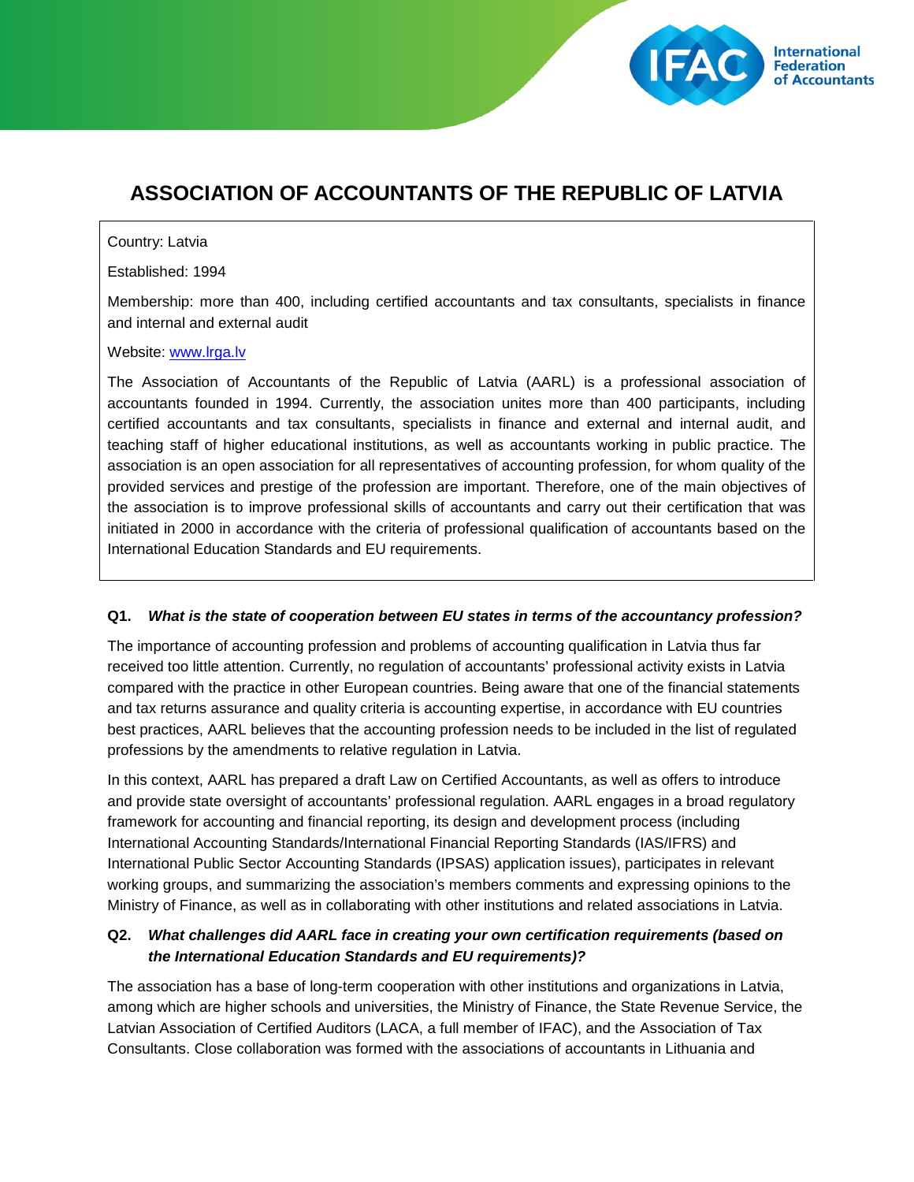# ASSOCIATION OF ACCOUNTANTS OF THE REPUBLIC OF LATVIA

Country: Latvia

Established: 1994

Membership: more than 400, including certified accountants and tax consultants, specialists in finance and internal and external audit

Website: www.lrga.lv

The Association of Accountants of the Republic of Latvia (AARL) is a professional association of accountants founded in 1994. Currently, the association unites more than 400 participants, including certified accountants and tax consultants, specialists in finance and external and internal audit, and teaching staff of higher educational institutions, as well as accountants working in public practice. The association is an open association for all representatives of accounting profession, for whom quality of the provided services and prestige of the profession are important. Therefore, one of the main objectives of the association is to improve professional skills of accountants and carry out their certification that was initiated in 2000 in accordance with the criteria of professional qualification of accountants based on the International Education Standards and EU requirements.

**Q1.** ***What is the state of cooperation between EU states in terms of the accountancy profession?***

The importance of accounting profession and problems of accounting qualification in Latvia thus far received too little attention. Currently, no regulation of accountants' professional activity exists in Latvia compared with the practice in other European countries. Being aware that one of the financial statements and tax returns assurance and quality criteria is accounting expertise, in accordance with EU countries best practices, AARL believes that the accounting profession needs to be included in the list of regulated professions by the amendments to relative regulation in Latvia.

In this context, AARL has prepared a draft Law on Certified Accountants, as well as offers to introduce and provide state oversight of accountants' professional regulation. AARL engages in a broad regulatory framework for accounting and financial reporting, its design and development process (including International Accounting Standards/International Financial Reporting Standards (IAS/IFRS) and International Public Sector Accounting Standards (IPSAS) application issues), participates in relevant working groups, and summarizing the association's members comments and expressing opinions to the Ministry of Finance, as well as in collaborating with other institutions and related associations in Latvia.

**Q2.** ***What challenges did AARL face in creating your own certification requirements (based on the International Education Standards and EU requirements)?***

The association has a base of long-term cooperation with other institutions and organizations in Latvia, among which are higher schools and universities, the Ministry of Finance, the State Revenue Service, the Latvian Association of Certified Auditors (LACA, a full member of IFAC), and the Association of Tax Consultants. Close collaboration was formed with the associations of accountants in Lithuania and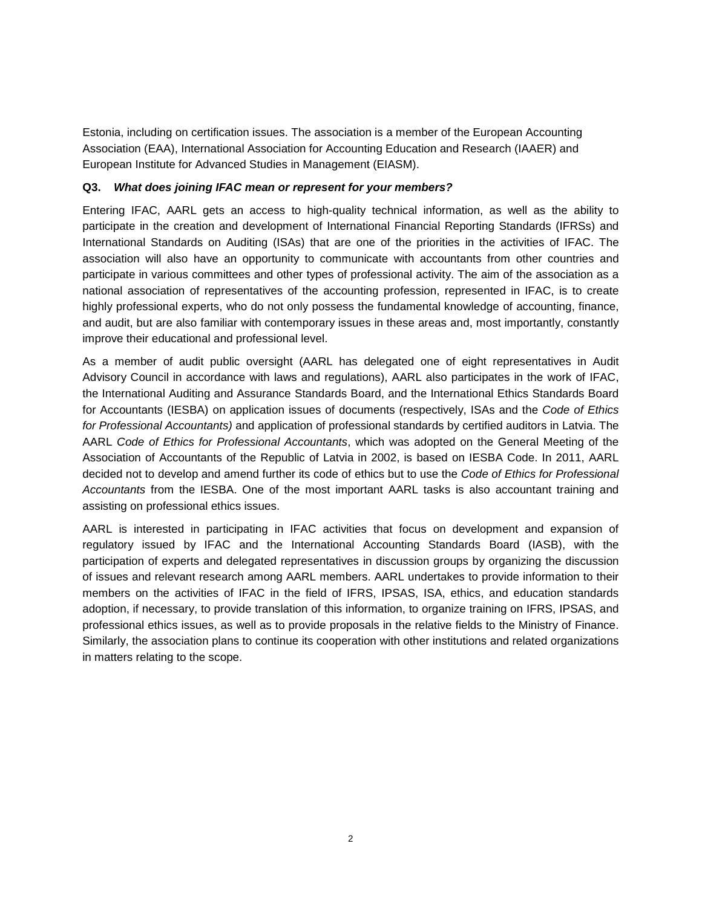Estonia, including on certification issues. The association is a member of the European Accounting Association (EAA), International Association for Accounting Education and Research (IAAER) and European Institute for Advanced Studies in Management (EIASM).

**Q3. *What does joining IFAC mean or represent for your members?***

Entering IFAC, AARL gets an access to high-quality technical information, as well as the ability to participate in the creation and development of International Financial Reporting Standards (IFRSs) and International Standards on Auditing (ISAs) that are one of the priorities in the activities of IFAC. The association will also have an opportunity to communicate with accountants from other countries and participate in various committees and other types of professional activity. The aim of the association as a national association of representatives of the accounting profession, represented in IFAC, is to create highly professional experts, who do not only possess the fundamental knowledge of accounting, finance, and audit, but are also familiar with contemporary issues in these areas and, most importantly, constantly improve their educational and professional level.

As a member of audit public oversight (AARL has delegated one of eight representatives in Audit Advisory Council in accordance with laws and regulations), AARL also participates in the work of IFAC, the International Auditing and Assurance Standards Board, and the International Ethics Standards Board for Accountants (IESBA) on application issues of documents (respectively, ISAs and the *Code of Ethics for Professional Accountants)* and application of professional standards by certified auditors in Latvia. The AARL *Code of Ethics for Professional Accountants*, which was adopted on the General Meeting of the Association of Accountants of the Republic of Latvia in 2002, is based on IESBA Code. In 2011, AARL decided not to develop and amend further its code of ethics but to use the *Code of Ethics for Professional Accountants* from the IESBA. One of the most important AARL tasks is also accountant training and assisting on professional ethics issues.

AARL is interested in participating in IFAC activities that focus on development and expansion of regulatory issued by IFAC and the International Accounting Standards Board (IASB), with the participation of experts and delegated representatives in discussion groups by organizing the discussion of issues and relevant research among AARL members. AARL undertakes to provide information to their members on the activities of IFAC in the field of IFRS, IPSAS, ISA, ethics, and education standards adoption, if necessary, to provide translation of this information, to organize training on IFRS, IPSAS, and professional ethics issues, as well as to provide proposals in the relative fields to the Ministry of Finance. Similarly, the association plans to continue its cooperation with other institutions and related organizations in matters relating to the scope.